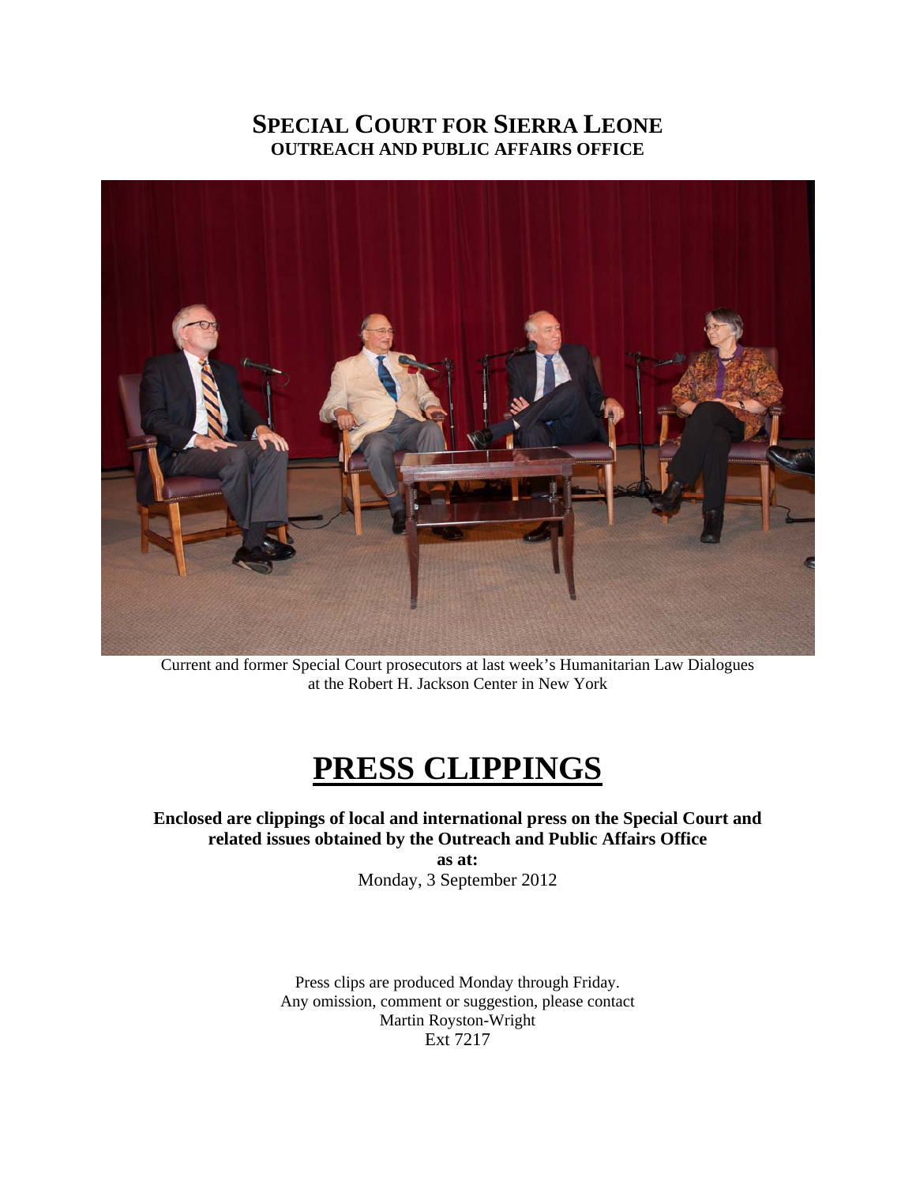# SPECIAL COURT FOR SIERRA LEONE
## OUTREACH AND PUBLIC AFFAIRS OFFICE

Current and former Special Court prosecutors at last week's Humanitarian Law Dialogues at the Robert H. Jackson Center in New York

# PRESS CLIPPINGS

**Enclosed are clippings of local and international press on the Special Court and related issues obtained by the Outreach and Public Affairs Office**

**as at:**

Monday, 3 September 2012

Press clips are produced Monday through Friday.
Any omission, comment or suggestion, please contact
Martin Royston-Wright
Ext 7217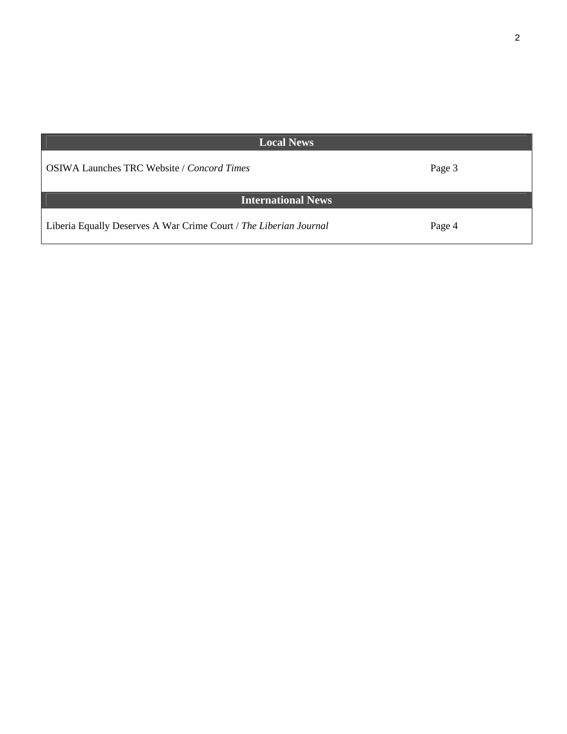| Local News | |
|---|---|
| OSIWA Launches TRC Website / *Concord Times* | Page 3 |
| **International News** | |
| Liberia Equally Deserves A War Crime Court / *The Liberian Journal* | Page 4 |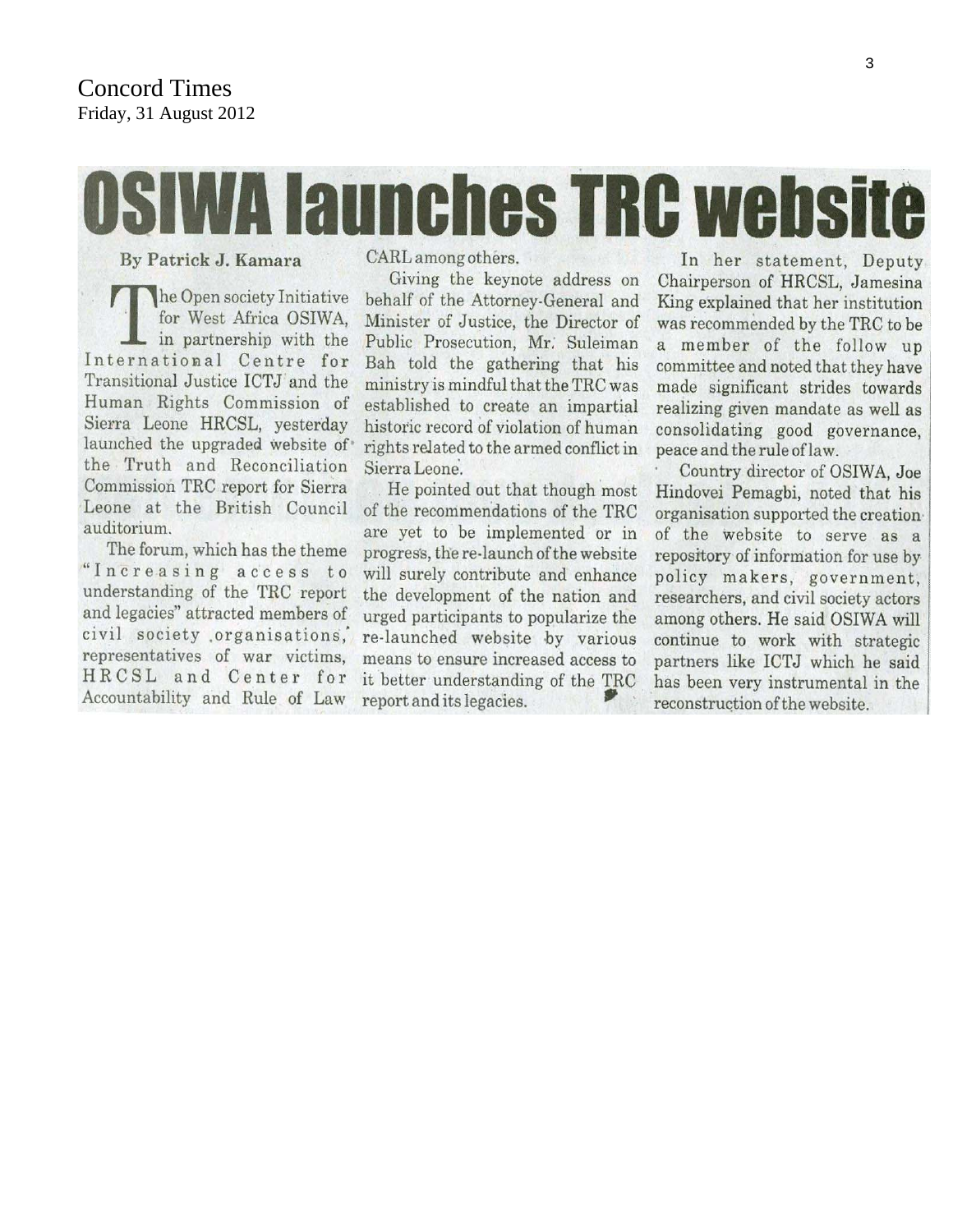Concord Times
Friday, 31 August 2012

# OSIWA launches TRC website

By Patrick J. Kamara

The Open society Initiative for West Africa OSIWA, in partnership with the International Centre for Transitional Justice ICTJ and the Human Rights Commission of Sierra Leone HRCSL, yesterday launched the upgraded website of the Truth and Reconciliation Commission TRC report for Sierra Leone at the British Council auditorium.

The forum, which has the theme "Increasing access to understanding of the TRC report and legacies" attracted members of civil society organisations, representatives of war victims, HRCSL and Center for Accountability and Rule of Law CARL among others.

Giving the keynote address on behalf of the Attorney-General and Minister of Justice, the Director of Public Prosecution, Mr. Suleiman Bah told the gathering that his ministry is mindful that the TRC was established to create an impartial historic record of violation of human rights related to the armed conflict in Sierra Leone.

He pointed out that though most of the recommendations of the TRC are yet to be implemented or in progress, the re-launch of the website will surely contribute and enhance the development of the nation and urged participants to popularize the re-launched website by various means to ensure increased access to it better understanding of the TRC report and its legacies.

In her statement, Deputy Chairperson of HRCSL, Jamesina King explained that her institution was recommended by the TRC to be a member of the follow up committee and noted that they have made significant strides towards realizing given mandate as well as consolidating good governance, peace and the rule of law.

Country director of OSIWA, Joe Hindovei Pemagbi, noted that his organisation supported the creation of the website to serve as a repository of information for use by policy makers, government, researchers, and civil society actors among others. He said OSIWA will continue to work with strategic partners like ICTJ which he said has been very instrumental in the reconstruction of the website.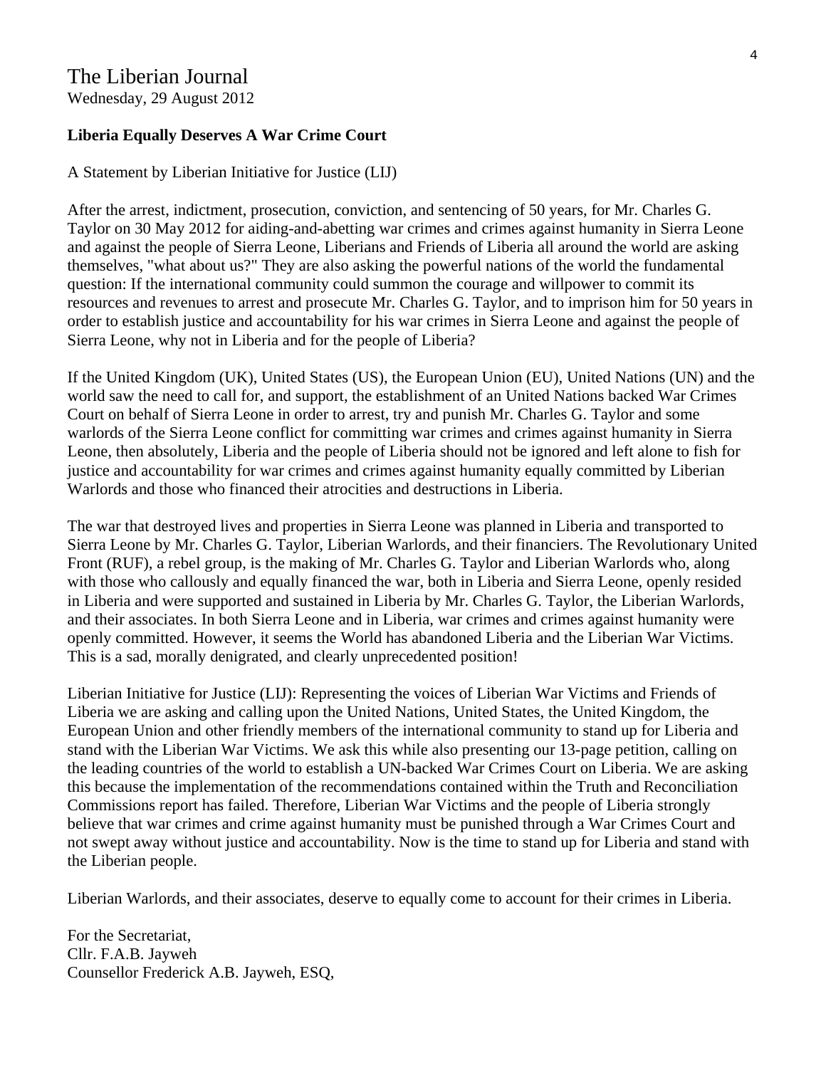# The Liberian Journal

Wednesday, 29 August 2012

**Liberia Equally Deserves A War Crime Court**

A Statement by Liberian Initiative for Justice (LIJ)

After the arrest, indictment, prosecution, conviction, and sentencing of 50 years, for Mr. Charles G. Taylor on 30 May 2012 for aiding-and-abetting war crimes and crimes against humanity in Sierra Leone and against the people of Sierra Leone, Liberians and Friends of Liberia all around the world are asking themselves, "what about us?" They are also asking the powerful nations of the world the fundamental question: If the international community could summon the courage and willpower to commit its resources and revenues to arrest and prosecute Mr. Charles G. Taylor, and to imprison him for 50 years in order to establish justice and accountability for his war crimes in Sierra Leone and against the people of Sierra Leone, why not in Liberia and for the people of Liberia?

If the United Kingdom (UK), United States (US), the European Union (EU), United Nations (UN) and the world saw the need to call for, and support, the establishment of an United Nations backed War Crimes Court on behalf of Sierra Leone in order to arrest, try and punish Mr. Charles G. Taylor and some warlords of the Sierra Leone conflict for committing war crimes and crimes against humanity in Sierra Leone, then absolutely, Liberia and the people of Liberia should not be ignored and left alone to fish for justice and accountability for war crimes and crimes against humanity equally committed by Liberian Warlords and those who financed their atrocities and destructions in Liberia.

The war that destroyed lives and properties in Sierra Leone was planned in Liberia and transported to Sierra Leone by Mr. Charles G. Taylor, Liberian Warlords, and their financiers. The Revolutionary United Front (RUF), a rebel group, is the making of Mr. Charles G. Taylor and Liberian Warlords who, along with those who callously and equally financed the war, both in Liberia and Sierra Leone, openly resided in Liberia and were supported and sustained in Liberia by Mr. Charles G. Taylor, the Liberian Warlords, and their associates. In both Sierra Leone and in Liberia, war crimes and crimes against humanity were openly committed. However, it seems the World has abandoned Liberia and the Liberian War Victims. This is a sad, morally denigrated, and clearly unprecedented position!

Liberian Initiative for Justice (LIJ): Representing the voices of Liberian War Victims and Friends of Liberia we are asking and calling upon the United Nations, United States, the United Kingdom, the European Union and other friendly members of the international community to stand up for Liberia and stand with the Liberian War Victims. We ask this while also presenting our 13-page petition, calling on the leading countries of the world to establish a UN-backed War Crimes Court on Liberia. We are asking this because the implementation of the recommendations contained within the Truth and Reconciliation Commissions report has failed. Therefore, Liberian War Victims and the people of Liberia strongly believe that war crimes and crime against humanity must be punished through a War Crimes Court and not swept away without justice and accountability. Now is the time to stand up for Liberia and stand with the Liberian people.

Liberian Warlords, and their associates, deserve to equally come to account for their crimes in Liberia.

For the Secretariat,
Cllr. F.A.B. Jayweh
Counsellor Frederick A.B. Jayweh, ESQ,